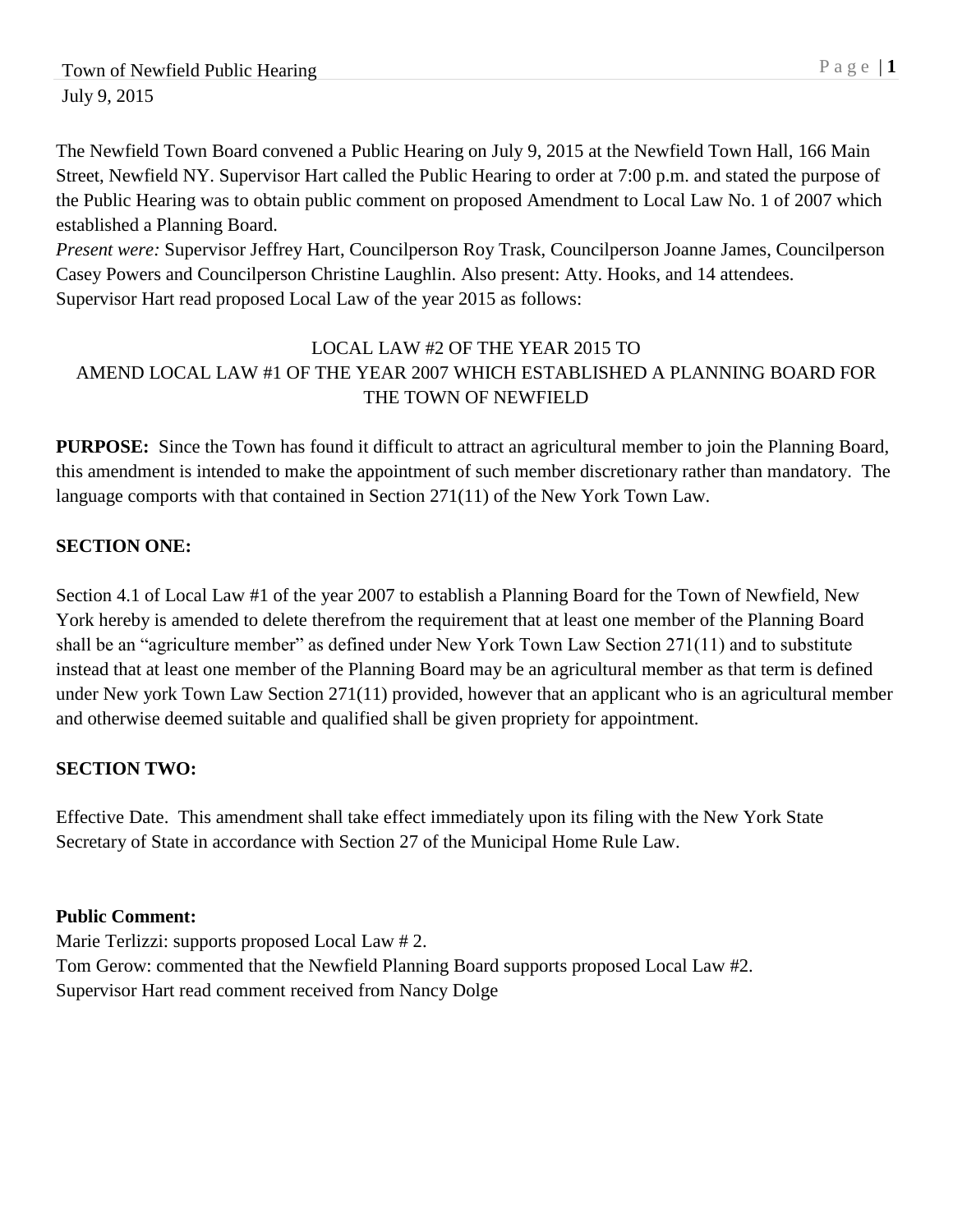Town of Newfield Public Hearing
July 9, 2015

The Newfield Town Board convened a Public Hearing on July 9, 2015 at the Newfield Town Hall, 166 Main Street, Newfield NY. Supervisor Hart called the Public Hearing to order at 7:00 p.m. and stated the purpose of the Public Hearing was to obtain public comment on proposed Amendment to Local Law No. 1 of 2007 which established a Planning Board.

*Present were:* Supervisor Jeffrey Hart, Councilperson Roy Trask, Councilperson Joanne James, Councilperson Casey Powers and Councilperson Christine Laughlin. Also present: Atty. Hooks, and 14 attendees.

Supervisor Hart read proposed Local Law of the year 2015 as follows:

LOCAL LAW #2 OF THE YEAR 2015 TO
AMEND LOCAL LAW #1 OF THE YEAR 2007 WHICH ESTABLISHED A PLANNING BOARD FOR THE TOWN OF NEWFIELD

**PURPOSE:** Since the Town has found it difficult to attract an agricultural member to join the Planning Board, this amendment is intended to make the appointment of such member discretionary rather than mandatory. The language comports with that contained in Section 271(11) of the New York Town Law.

**SECTION ONE:**

Section 4.1 of Local Law #1 of the year 2007 to establish a Planning Board for the Town of Newfield, New York hereby is amended to delete therefrom the requirement that at least one member of the Planning Board shall be an "agriculture member" as defined under New York Town Law Section 271(11) and to substitute instead that at least one member of the Planning Board may be an agricultural member as that term is defined under New york Town Law Section 271(11) provided, however that an applicant who is an agricultural member and otherwise deemed suitable and qualified shall be given propriety for appointment.

**SECTION TWO:**

Effective Date. This amendment shall take effect immediately upon its filing with the New York State Secretary of State in accordance with Section 27 of the Municipal Home Rule Law.

**Public Comment:**

Marie Terlizzi: supports proposed Local Law # 2.
Tom Gerow: commented that the Newfield Planning Board supports proposed Local Law #2.
Supervisor Hart read comment received from Nancy Dolge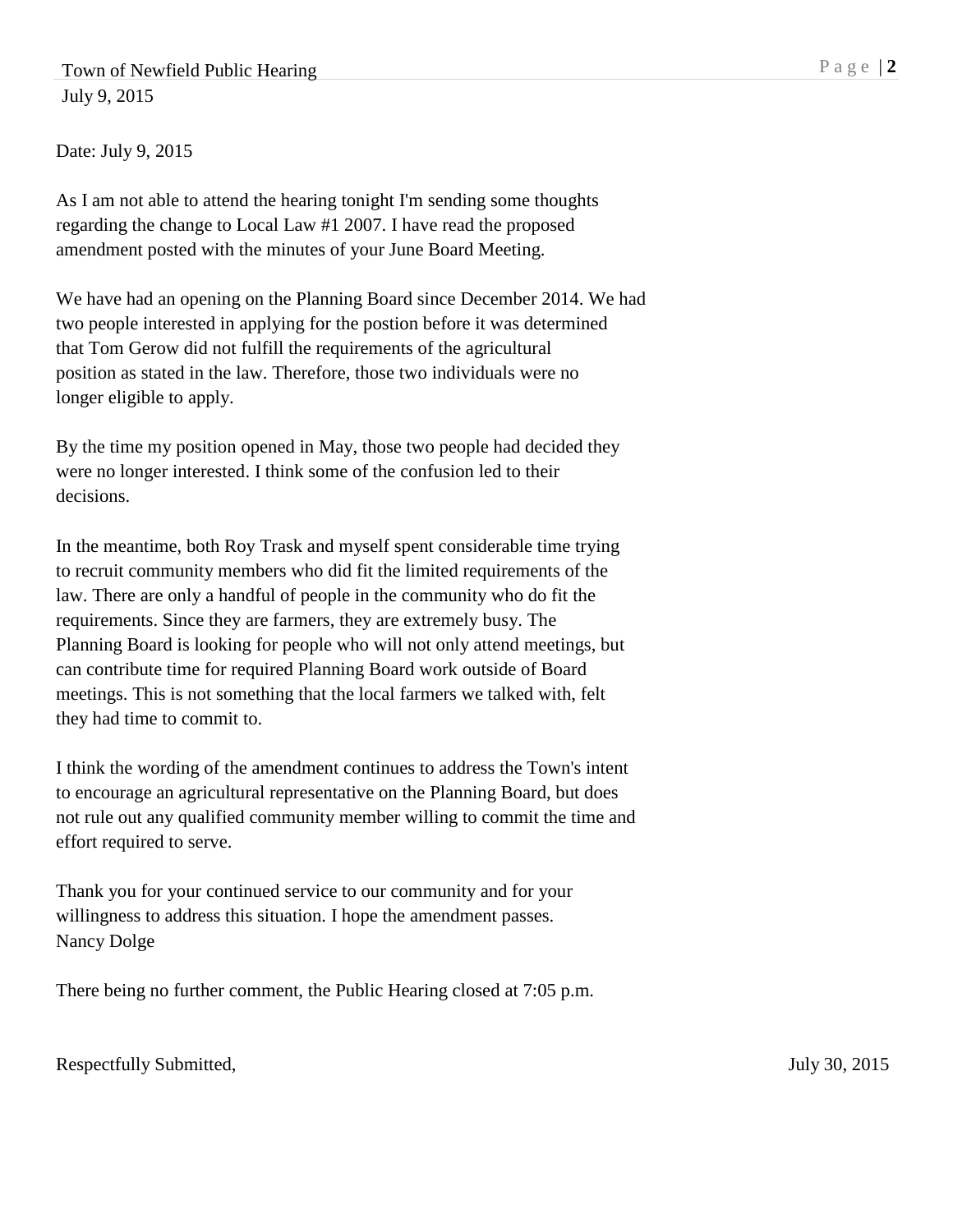Date: July 9, 2015

As I am not able to attend the hearing tonight I'm sending some thoughts regarding the change to Local Law #1 2007. I have read the proposed amendment posted with the minutes of your June Board Meeting.

We have had an opening on the Planning Board since December 2014. We had two people interested in applying for the postion before it was determined that Tom Gerow did not fulfill the requirements of the agricultural position as stated in the law. Therefore, those two individuals were no longer eligible to apply.

By the time my position opened in May, those two people had decided they were no longer interested. I think some of the confusion led to their decisions.

In the meantime, both Roy Trask and myself spent considerable time trying to recruit community members who did fit the limited requirements of the law. There are only a handful of people in the community who do fit the requirements. Since they are farmers, they are extremely busy. The Planning Board is looking for people who will not only attend meetings, but can contribute time for required Planning Board work outside of Board meetings. This is not something that the local farmers we talked with, felt they had time to commit to.

I think the wording of the amendment continues to address the Town's intent to encourage an agricultural representative on the Planning Board, but does not rule out any qualified community member willing to commit the time and effort required to serve.

Thank you for your continued service to our community and for your willingness to address this situation. I hope the amendment passes.
Nancy Dolge

There being no further comment, the Public Hearing closed at 7:05 p.m.

Respectfully Submitted, July 30, 2015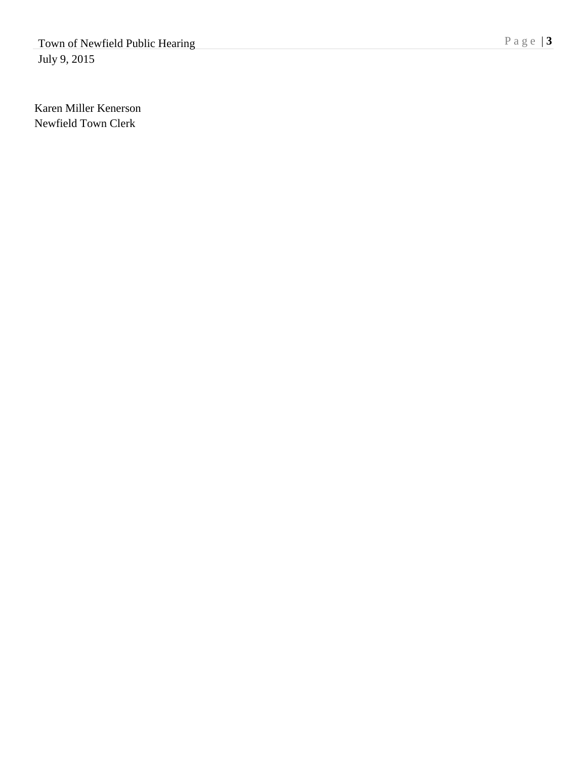Karen Miller Kenerson
Newfield Town Clerk